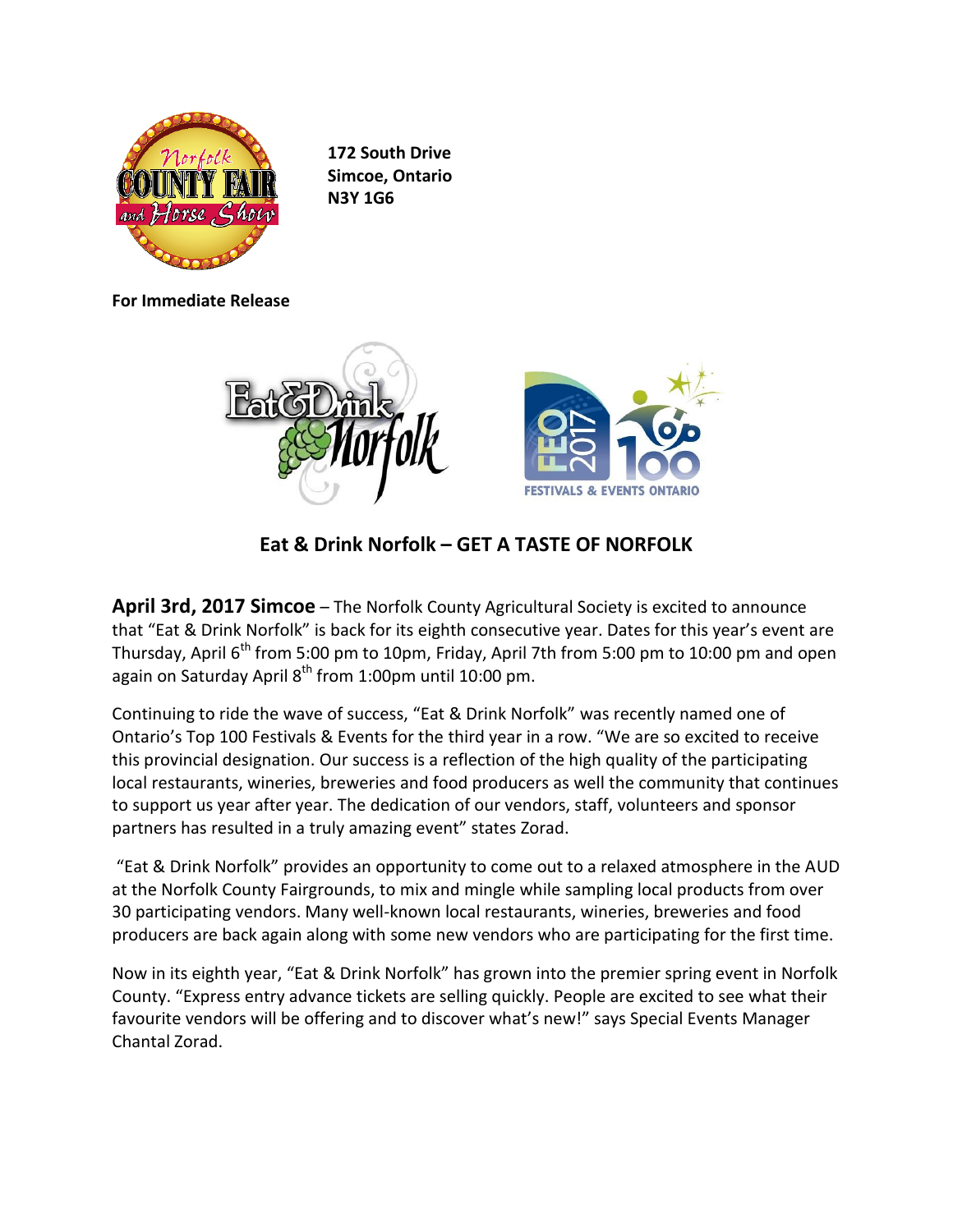172 South Drive
Simcoe, Ontario
N3Y 1G6

**For Immediate Release**

## Eat & Drink Norfolk – GET A TASTE OF NORFOLK

**April 3rd, 2017 Simcoe** – The Norfolk County Agricultural Society is excited to announce that "Eat & Drink Norfolk" is back for its eighth consecutive year. Dates for this year's event are Thursday, April 6th from 5:00 pm to 10pm, Friday, April 7th from 5:00 pm to 10:00 pm and open again on Saturday April 8th from 1:00pm until 10:00 pm.

Continuing to ride the wave of success, "Eat & Drink Norfolk" was recently named one of Ontario's Top 100 Festivals & Events for the third year in a row. "We are so excited to receive this provincial designation. Our success is a reflection of the high quality of the participating local restaurants, wineries, breweries and food producers as well the community that continues to support us year after year. The dedication of our vendors, staff, volunteers and sponsor partners has resulted in a truly amazing event" states Zorad.

"Eat & Drink Norfolk" provides an opportunity to come out to a relaxed atmosphere in the AUD at the Norfolk County Fairgrounds, to mix and mingle while sampling local products from over 30 participating vendors. Many well-known local restaurants, wineries, breweries and food producers are back again along with some new vendors who are participating for the first time.

Now in its eighth year, "Eat & Drink Norfolk" has grown into the premier spring event in Norfolk County. "Express entry advance tickets are selling quickly. People are excited to see what their favourite vendors will be offering and to discover what's new!" says Special Events Manager Chantal Zorad.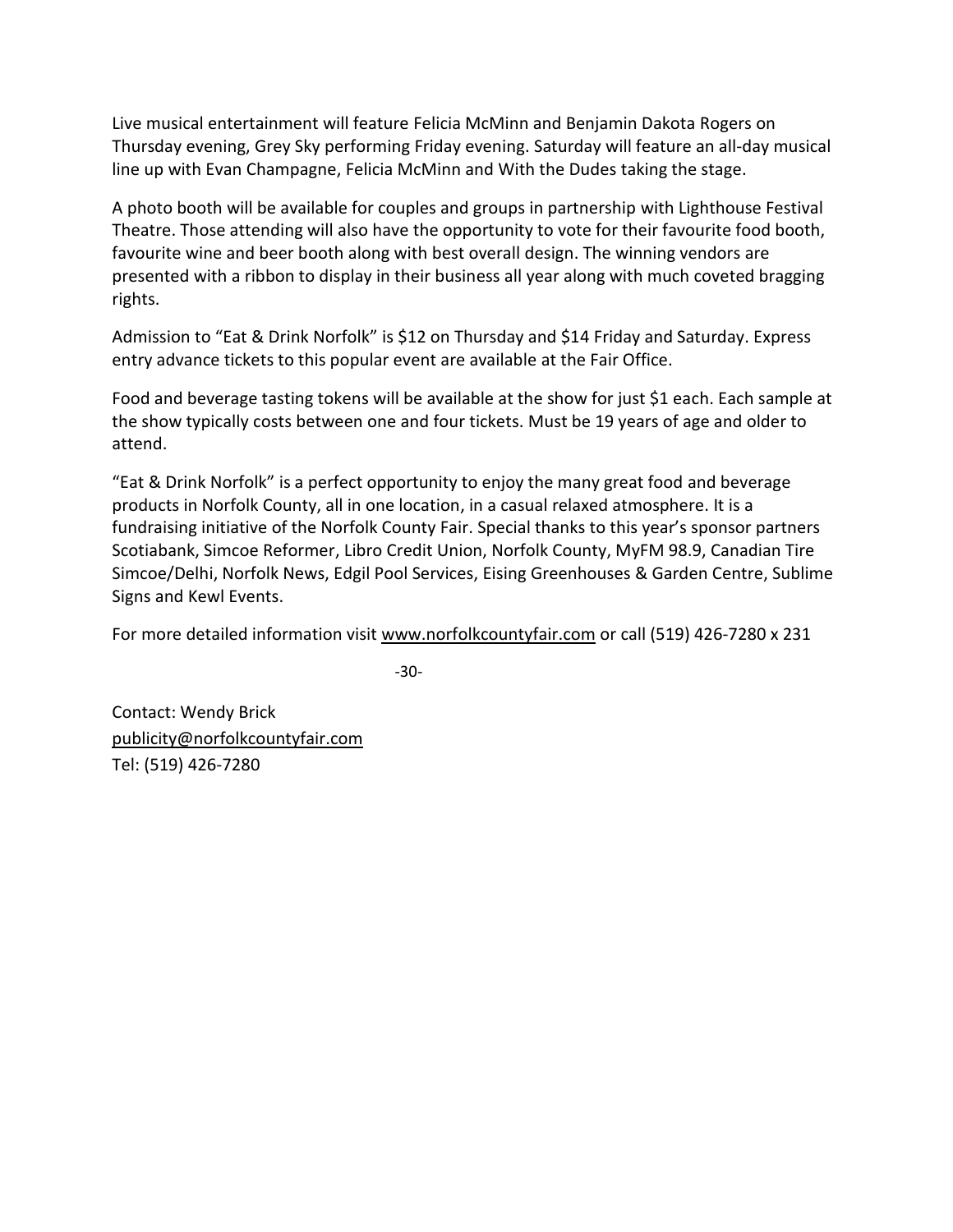Live musical entertainment will feature Felicia McMinn and Benjamin Dakota Rogers on Thursday evening, Grey Sky performing Friday evening. Saturday will feature an all-day musical line up with Evan Champagne, Felicia McMinn and With the Dudes taking the stage.

A photo booth will be available for couples and groups in partnership with Lighthouse Festival Theatre. Those attending will also have the opportunity to vote for their favourite food booth, favourite wine and beer booth along with best overall design. The winning vendors are presented with a ribbon to display in their business all year along with much coveted bragging rights.

Admission to "Eat & Drink Norfolk" is $12 on Thursday and $14 Friday and Saturday. Express entry advance tickets to this popular event are available at the Fair Office.

Food and beverage tasting tokens will be available at the show for just $1 each. Each sample at the show typically costs between one and four tickets. Must be 19 years of age and older to attend.

"Eat & Drink Norfolk" is a perfect opportunity to enjoy the many great food and beverage products in Norfolk County, all in one location, in a casual relaxed atmosphere. It is a fundraising initiative of the Norfolk County Fair. Special thanks to this year's sponsor partners Scotiabank, Simcoe Reformer, Libro Credit Union, Norfolk County, MyFM 98.9, Canadian Tire Simcoe/Delhi, Norfolk News, Edgil Pool Services, Eising Greenhouses & Garden Centre, Sublime Signs and Kewl Events.

For more detailed information visit www.norfolkcountyfair.com or call (519) 426-7280 x 231

-30-

Contact: Wendy Brick
publicity@norfolkcountyfair.com
Tel: (519) 426-7280